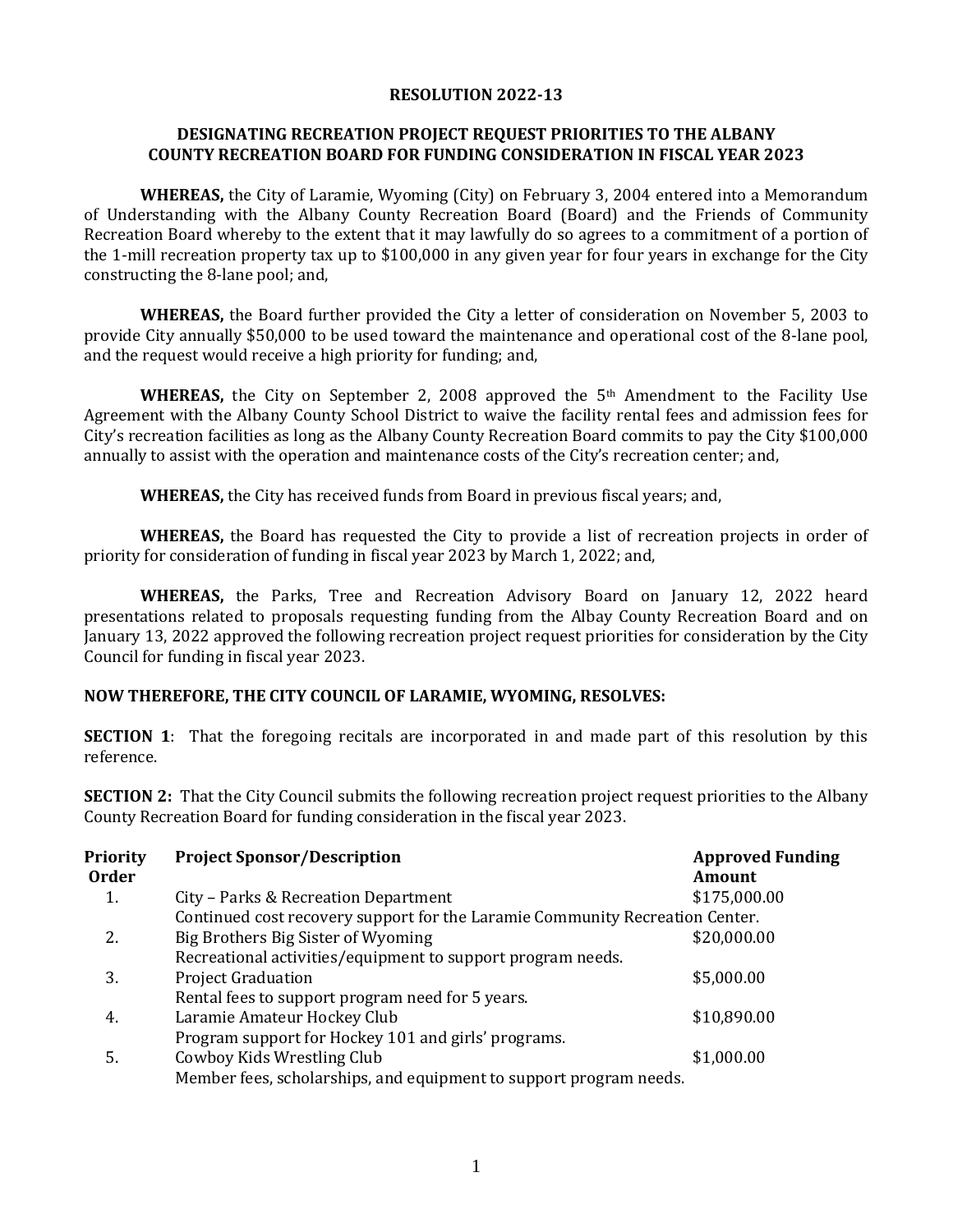# RESOLUTION 2022-13

## DESIGNATING RECREATION PROJECT REQUEST PRIORITIES TO THE ALBANY COUNTY RECREATION BOARD FOR FUNDING CONSIDERATION IN FISCAL YEAR 2023

**WHEREAS,** the City of Laramie, Wyoming (City) on February 3, 2004 entered into a Memorandum of Understanding with the Albany County Recreation Board (Board) and the Friends of Community Recreation Board whereby to the extent that it may lawfully do so agrees to a commitment of a portion of the 1-mill recreation property tax up to $100,000 in any given year for four years in exchange for the City constructing the 8-lane pool; and,

**WHEREAS,** the Board further provided the City a letter of consideration on November 5, 2003 to provide City annually $50,000 to be used toward the maintenance and operational cost of the 8-lane pool, and the request would receive a high priority for funding; and,

**WHEREAS,** the City on September 2, 2008 approved the 5th Amendment to the Facility Use Agreement with the Albany County School District to waive the facility rental fees and admission fees for City's recreation facilities as long as the Albany County Recreation Board commits to pay the City $100,000 annually to assist with the operation and maintenance costs of the City's recreation center; and,

**WHEREAS,** the City has received funds from Board in previous fiscal years; and,

**WHEREAS,** the Board has requested the City to provide a list of recreation projects in order of priority for consideration of funding in fiscal year 2023 by March 1, 2022; and,

**WHEREAS,** the Parks, Tree and Recreation Advisory Board on January 12, 2022 heard presentations related to proposals requesting funding from the Albay County Recreation Board and on January 13, 2022 approved the following recreation project request priorities for consideration by the City Council for funding in fiscal year 2023.

**NOW THEREFORE, THE CITY COUNCIL OF LARAMIE, WYOMING, RESOLVES:**

**SECTION 1**: That the foregoing recitals are incorporated in and made part of this resolution by this reference.

**SECTION 2:** That the City Council submits the following recreation project request priorities to the Albany County Recreation Board for funding consideration in the fiscal year 2023.

| Priority Order | Project Sponsor/Description | Approved Funding Amount |
|---|---|---|
| 1. | City – Parks & Recreation Department<br>Continued cost recovery support for the Laramie Community Recreation Center. | $175,000.00 |
| 2. | Big Brothers Big Sister of Wyoming<br>Recreational activities/equipment to support program needs. | $20,000.00 |
| 3. | Project Graduation<br>Rental fees to support program need for 5 years. | $5,000.00 |
| 4. | Laramie Amateur Hockey Club<br>Program support for Hockey 101 and girls' programs. | $10,890.00 |
| 5. | Cowboy Kids Wrestling Club<br>Member fees, scholarships, and equipment to support program needs. | $1,000.00 |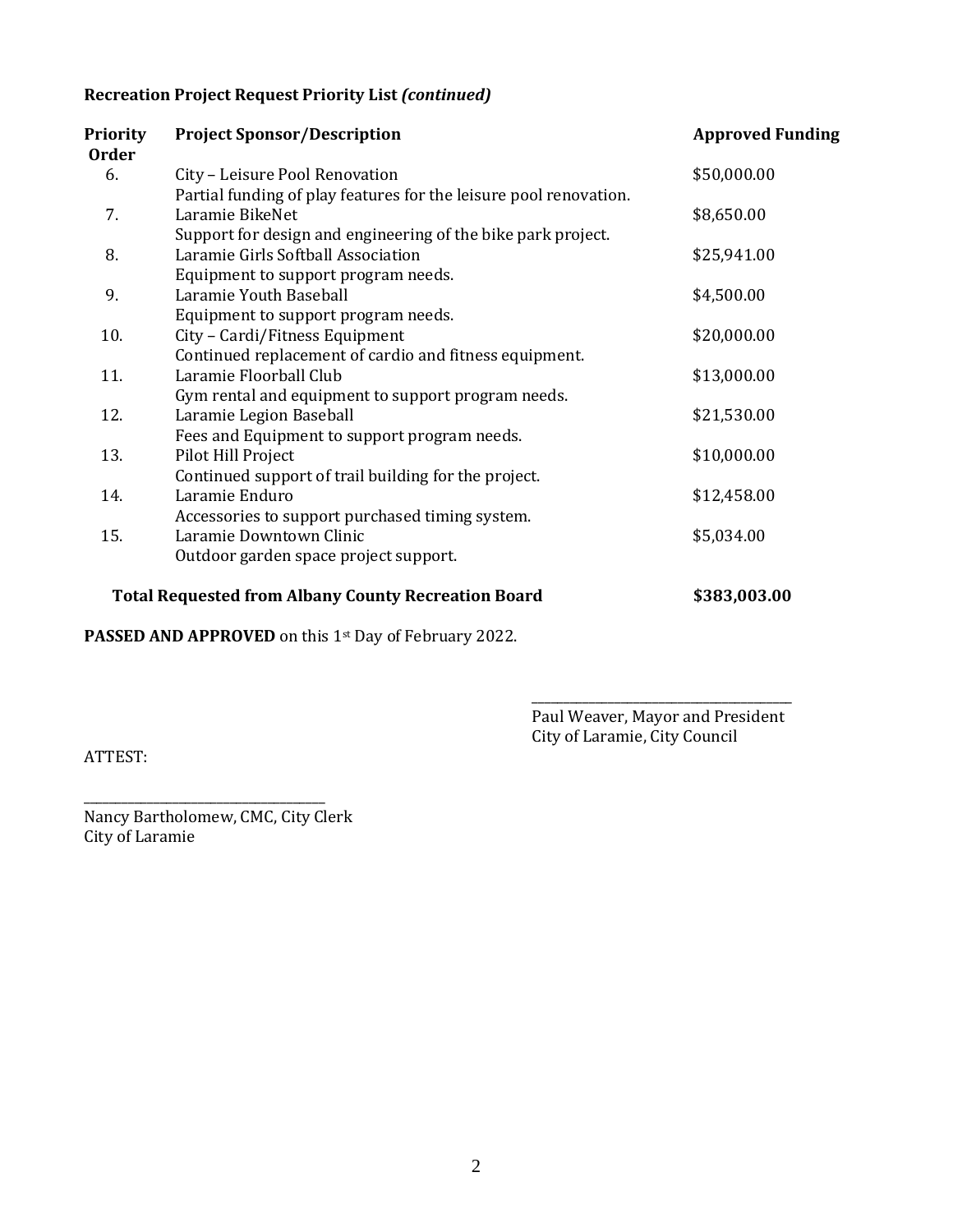**Recreation Project Request Priority List *(continued)***

| Priority Order | Project Sponsor/Description | Approved Funding |
|---|---|---|
| 6. | City – Leisure Pool Renovation<br>Partial funding of play features for the leisure pool renovation. | $50,000.00 |
| 7. | Laramie BikeNet<br>Support for design and engineering of the bike park project. | $8,650.00 |
| 8. | Laramie Girls Softball Association<br>Equipment to support program needs. | $25,941.00 |
| 9. | Laramie Youth Baseball<br>Equipment to support program needs. | $4,500.00 |
| 10. | City – Cardi/Fitness Equipment<br>Continued replacement of cardio and fitness equipment. | $20,000.00 |
| 11. | Laramie Floorball Club<br>Gym rental and equipment to support program needs. | $13,000.00 |
| 12. | Laramie Legion Baseball<br>Fees and Equipment to support program needs. | $21,530.00 |
| 13. | Pilot Hill Project<br>Continued support of trail building for the project. | $10,000.00 |
| 14. | Laramie Enduro<br>Accessories to support purchased timing system. | $12,458.00 |
| 15. | Laramie Downtown Clinic<br>Outdoor garden space project support. | $5,034.00 |
| | **Total Requested from Albany County Recreation Board** | **$383,003.00** |

**PASSED AND APPROVED** on this 1st Day of February 2022.

\_\_\_\_\_\_\_\_\_\_\_\_\_\_\_\_\_\_\_\_\_\_\_\_\_\_\_\_\_\_\_\_\_\_\_\_\_\_\_\_
Paul Weaver, Mayor and President
City of Laramie, City Council

ATTEST:

\_\_\_\_\_\_\_\_\_\_\_\_\_\_\_\_\_\_\_\_\_\_\_\_\_\_\_\_\_\_\_\_\_\_\_\_\_\_\_\_
Nancy Bartholomew, CMC, City Clerk
City of Laramie